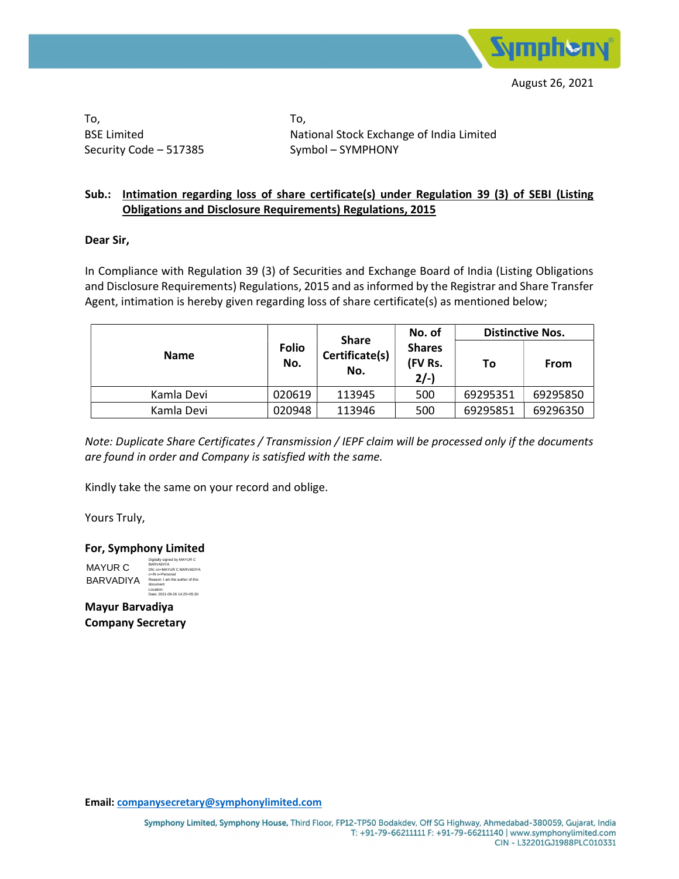August 26, 2021

To,
BSE Limited
Security Code – 517385

To,
National Stock Exchange of India Limited
Symbol – SYMPHONY

**Sub.: <u>Intimation regarding loss of share certificate(s) under Regulation 39 (3) of SEBI (Listing Obligations and Disclosure Requirements) Regulations, 2015</u>**

**Dear Sir,**

In Compliance with Regulation 39 (3) of Securities and Exchange Board of India (Listing Obligations and Disclosure Requirements) Regulations, 2015 and as informed by the Registrar and Share Transfer Agent, intimation is hereby given regarding loss of share certificate(s) as mentioned below;

| Name | Folio No. | Share Certificate(s) No. | No. of Shares (FV Rs. 2/-) | Distinctive Nos. | |
|---|---|---|---|---|---|
| | | | | To | From |
| Kamla Devi | 020619 | 113945 | 500 | 69295351 | 69295850 |
| Kamla Devi | 020948 | 113946 | 500 | 69295851 | 69296350 |

*Note: Duplicate Share Certificates / Transmission / IEPF claim will be processed only if the documents are found in order and Company is satisfied with the same.*

Kindly take the same on your record and oblige.

Yours Truly,

**For, Symphony Limited**

MAYUR C BARVADIYA

Digitally signed by MAYUR C BARVADIYA
DN: cn=MAYUR C BARVADIYA c=IN o=Personal
Reason: I am the author of this document
Location:
Date: 2021-08-26 14:25+05:30

**Mayur Barvadiya**
**Company Secretary**

**Email:** companysecretary@symphonylimited.com

**Symphony Limited, Symphony House,** Third Floor, FP12-TP50 Bodakdev, Off SG Highway, Ahmedabad-380059, Gujarat, India
T: +91-79-66211111 F: +91-79-66211140 | www.symphonylimited.com
CIN - L32201GJ1988PLC010331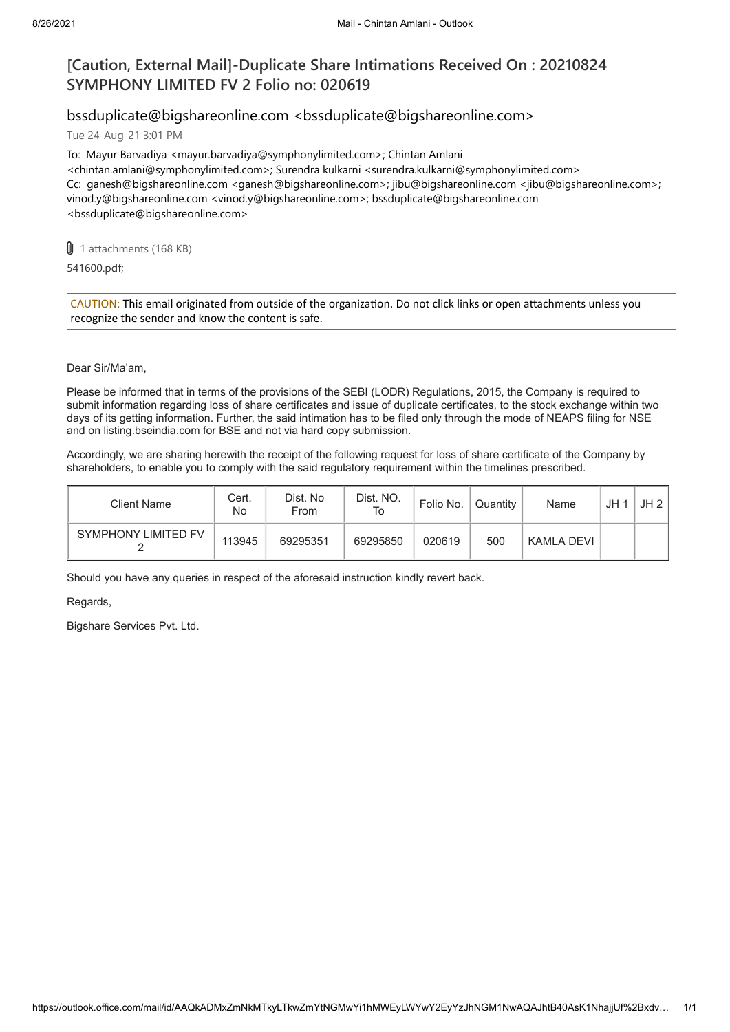# [Caution, External Mail]-Duplicate Share Intimations Received On : 20210824 SYMPHONY LIMITED FV 2 Folio no: 020619

## bssduplicate@bigshareonline.com <bssduplicate@bigshareonline.com>

Tue 24-Aug-21 3:01 PM

To: Mayur Barvadiya <mayur.barvadiya@symphonylimited.com>; Chintan Amlani <chintan.amlani@symphonylimited.com>; Surendra kulkarni <surendra.kulkarni@symphonylimited.com>
Cc: ganesh@bigshareonline.com <ganesh@bigshareonline.com>; jibu@bigshareonline.com <jibu@bigshareonline.com>; vinod.y@bigshareonline.com <vinod.y@bigshareonline.com>; bssduplicate@bigshareonline.com <bssduplicate@bigshareonline.com>

1 attachments (168 KB)

541600.pdf;

CAUTION: This email originated from outside of the organization. Do not click links or open attachments unless you recognize the sender and know the content is safe.

Dear Sir/Ma'am,

Please be informed that in terms of the provisions of the SEBI (LODR) Regulations, 2015, the Company is required to submit information regarding loss of share certificates and issue of duplicate certificates, to the stock exchange within two days of its getting information. Further, the said intimation has to be filed only through the mode of NEAPS filing for NSE and on listing.bseindia.com for BSE and not via hard copy submission.

Accordingly, we are sharing herewith the receipt of the following request for loss of share certificate of the Company by shareholders, to enable you to comply with the said regulatory requirement within the timelines prescribed.

| Client Name | Cert. No | Dist. No From | Dist. NO. To | Folio No. | Quantity | Name | JH 1 | JH 2 |
|---|---|---|---|---|---|---|---|---|
| SYMPHONY LIMITED FV 2 | 113945 | 69295351 | 69295850 | 020619 | 500 | KAMLA DEVI | | |

Should you have any queries in respect of the aforesaid instruction kindly revert back.

Regards,

Bigshare Services Pvt. Ltd.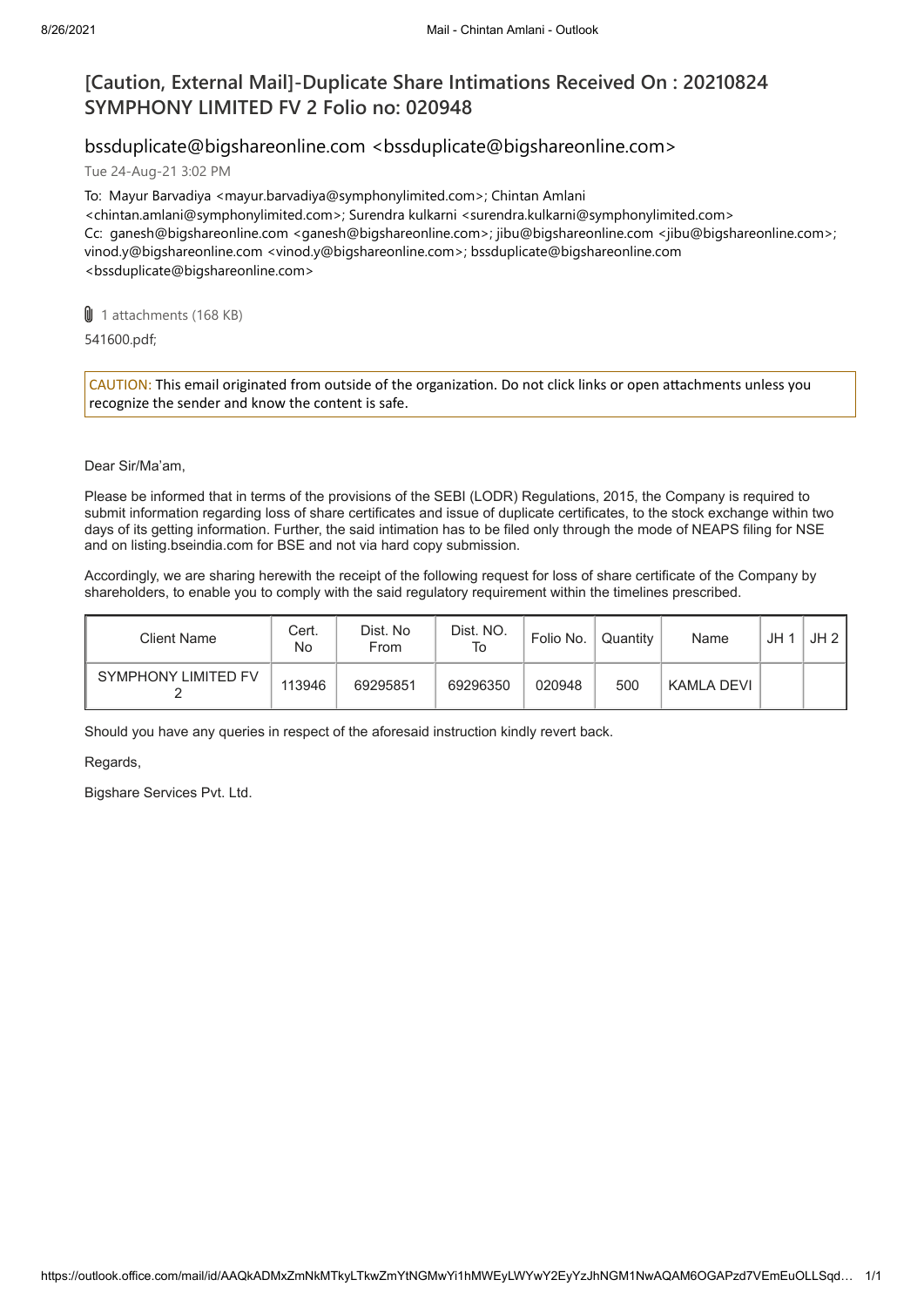# [Caution, External Mail]-Duplicate Share Intimations Received On : 20210824 SYMPHONY LIMITED FV 2 Folio no: 020948

## bssduplicate@bigshareonline.com <bssduplicate@bigshareonline.com>

Tue 24-Aug-21 3:02 PM

To: Mayur Barvadiya <mayur.barvadiya@symphonylimited.com>; Chintan Amlani <chintan.amlani@symphonylimited.com>; Surendra kulkarni <surendra.kulkarni@symphonylimited.com>
Cc: ganesh@bigshareonline.com <ganesh@bigshareonline.com>; jibu@bigshareonline.com <jibu@bigshareonline.com>; vinod.y@bigshareonline.com <vinod.y@bigshareonline.com>; bssduplicate@bigshareonline.com <bssduplicate@bigshareonline.com>

1 attachments (168 KB)

541600.pdf;

CAUTION: This email originated from outside of the organization. Do not click links or open attachments unless you recognize the sender and know the content is safe.

Dear Sir/Ma'am,

Please be informed that in terms of the provisions of the SEBI (LODR) Regulations, 2015, the Company is required to submit information regarding loss of share certificates and issue of duplicate certificates, to the stock exchange within two days of its getting information. Further, the said intimation has to be filed only through the mode of NEAPS filing for NSE and on listing.bseindia.com for BSE and not via hard copy submission.

Accordingly, we are sharing herewith the receipt of the following request for loss of share certificate of the Company by shareholders, to enable you to comply with the said regulatory requirement within the timelines prescribed.

| Client Name | Cert. No | Dist. No From | Dist. NO. To | Folio No. | Quantity | Name | JH 1 | JH 2 |
|---|---|---|---|---|---|---|---|---|
| SYMPHONY LIMITED FV 2 | 113946 | 69295851 | 69296350 | 020948 | 500 | KAMLA DEVI | | |

Should you have any queries in respect of the aforesaid instruction kindly revert back.

Regards,

Bigshare Services Pvt. Ltd.